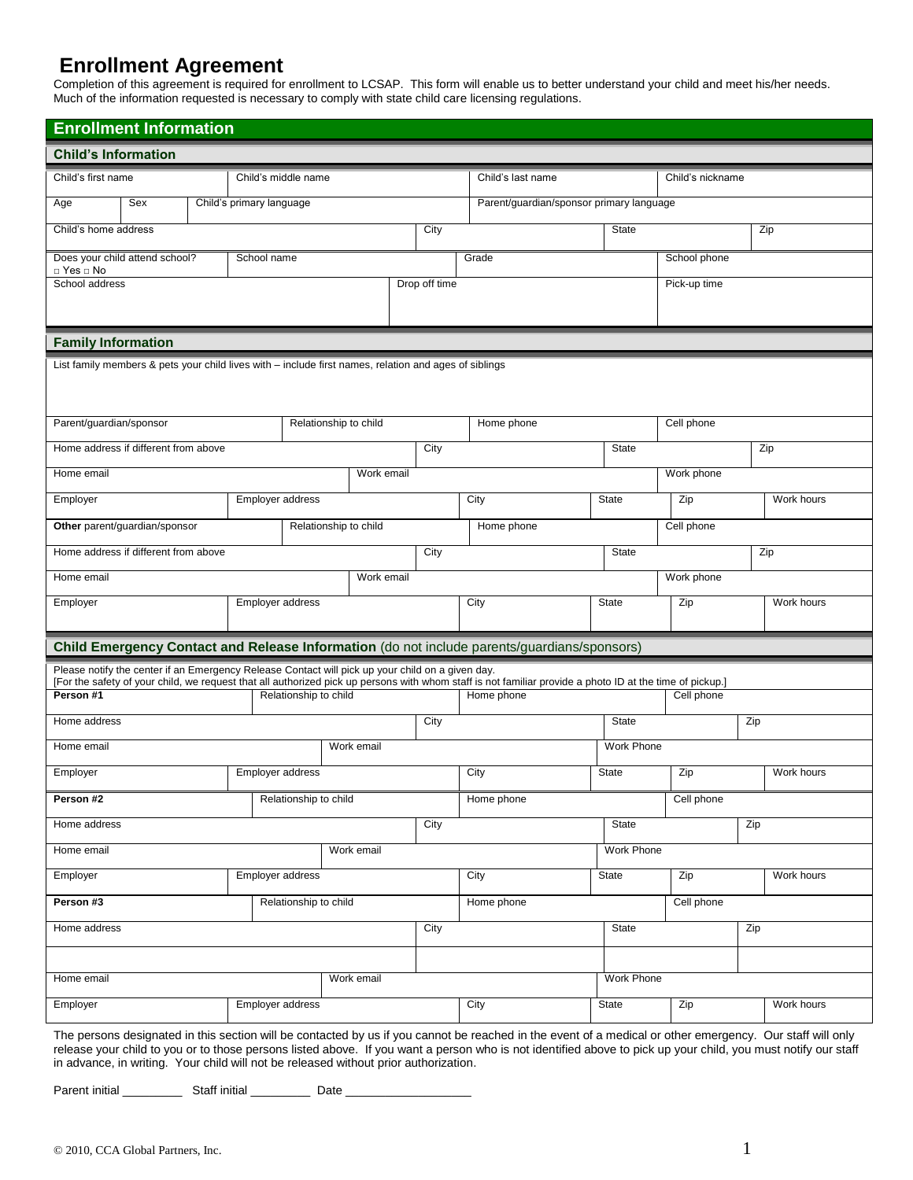# Enrollment Agreement

Completion of this agreement is required for enrollment to LCSAP. This form will enable us to better understand your child and meet his/her needs. Much of the information requested is necessary to comply with state child care licensing regulations.

## Enrollment Information

### Child's Information

| Child's first name | Child's middle name | Child's last name | Child's nickname |
|---|---|---|---|

| Age | Sex | Child's primary language | Parent/guardian/sponsor primary language |
|---|---|---|---|

| Child's home address | City | State | Zip |
|---|---|---|---|

| Does your child attend school? □ Yes □ No | School name | Grade | School phone |
|---|---|---|---|

| School address | Drop off time | Pick-up time |
|---|---|---|

### Family Information

List family members & pets your child lives with – include first names, relation and ages of siblings

| Parent/guardian/sponsor | Relationship to child | Home phone | Cell phone |
|---|---|---|---|

| Home address if different from above | City | State | Zip |
|---|---|---|---|

| Home email | Work email | Work phone |
|---|---|---|

| Employer | Employer address | City | State | Zip | Work hours |
|---|---|---|---|---|---|

| **Other** parent/guardian/sponsor | Relationship to child | Home phone | Cell phone |
|---|---|---|---|

| Home address if different from above | City | State | Zip |
|---|---|---|---|

| Home email | Work email | Work phone |
|---|---|---|

| Employer | Employer address | City | State | Zip | Work hours |
|---|---|---|---|---|---|

### Child Emergency Contact and Release Information (do not include parents/guardians/sponsors)

Please notify the center if an Emergency Release Contact will pick up your child on a given day.
[For the safety of your child, we request that all authorized pick up persons with whom staff is not familiar provide a photo ID at the time of pickup.]

| **Person #1** | Relationship to child | Home phone | Cell phone |
|---|---|---|---|

| Home address | City | State | Zip |
|---|---|---|---|

| Home email | Work email | Work Phone |
|---|---|---|

| Employer | Employer address | City | State | Zip | Work hours |
|---|---|---|---|---|---|

| **Person #2** | Relationship to child | Home phone | Cell phone |
|---|---|---|---|

| Home address | City | State | Zip |
|---|---|---|---|

| Home email | Work email | Work Phone |
|---|---|---|

| Employer | Employer address | City | State | Zip | Work hours |
|---|---|---|---|---|---|

| **Person #3** | Relationship to child | Home phone | Cell phone |
|---|---|---|---|

| Home address | City | State | Zip |
|---|---|---|---|
| | | | |

| Home email | Work email | Work Phone |
|---|---|---|

| Employer | Employer address | City | State | Zip | Work hours |
|---|---|---|---|---|---|

The persons designated in this section will be contacted by us if you cannot be reached in the event of a medical or other emergency. Our staff will only release your child to you or to those persons listed above. If you want a person who is not identified above to pick up your child, you must notify our staff in advance, in writing. Your child will not be released without prior authorization.

Parent initial _________ Staff initial _________ Date __________________

© 2010, CCA Global Partners, Inc.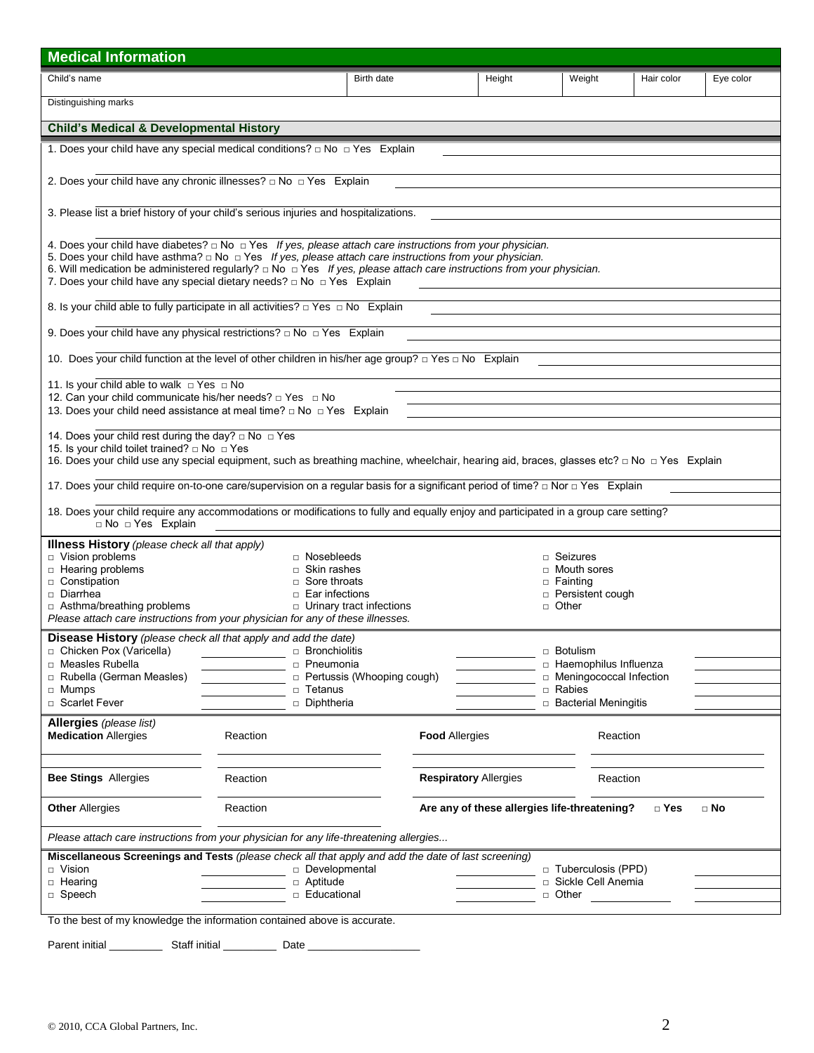## Medical Information

| Child's name | Birth date | Height | Weight | Hair color | Eye color |
|---|---|---|---|---|---|
| | | | | | |

Distinguishing marks

### Child's Medical & Developmental History

1. Does your child have any special medical conditions? □ No □ Yes Explain

2. Does your child have any chronic illnesses? □ No □ Yes Explain

3. Please list a brief history of your child's serious injuries and hospitalizations.

4. Does your child have diabetes? □ No □ Yes *If yes, please attach care instructions from your physician.*
5. Does your child have asthma? □ No □ Yes *If yes, please attach care instructions from your physician.*
6. Will medication be administered regularly? □ No □ Yes *If yes, please attach care instructions from your physician.*
7. Does your child have any special dietary needs? □ No □ Yes Explain

8. Is your child able to fully participate in all activities? □ Yes □ No Explain

9. Does your child have any physical restrictions? □ No □ Yes Explain

10. Does your child function at the level of other children in his/her age group? □ Yes □ No Explain

11. Is your child able to walk □ Yes □ No
12. Can your child communicate his/her needs? □ Yes □ No
13. Does your child need assistance at meal time? □ No □ Yes Explain

14. Does your child rest during the day? □ No □ Yes
15. Is your child toilet trained? □ No □ Yes
16. Does your child use any special equipment, such as breathing machine, wheelchair, hearing aid, braces, glasses etc? □ No □ Yes Explain

17. Does your child require on-to-one care/supervision on a regular basis for a significant period of time? □ Nor □ Yes Explain

18. Does your child require any accommodations or modifications to fully and equally enjoy and participated in a group care setting?
□ No □ Yes Explain

**Illness History** *(please check all that apply)*

□ Vision problems
□ Hearing problems
□ Constipation
□ Diarrhea
□ Asthma/breathing problems
□ Nosebleeds
□ Skin rashes
□ Sore throats
□ Ear infections
□ Urinary tract infections
□ Seizures
□ Mouth sores
□ Fainting
□ Persistent cough
□ Other

*Please attach care instructions from your physician for any of these illnesses.*

**Disease History** *(please check all that apply and add the date)*

| Disease | Date | Disease | Date | Disease | Date |
|---|---|---|---|---|---|
| □ Chicken Pox (Varicella) | | □ Bronchiolitis | | □ Botulism | |
| □ Measles Rubella | | □ Pneumonia | | □ Haemophilus Influenza | |
| □ Rubella (German Measles) | | □ Pertussis (Whooping cough) | | □ Meningococcal Infection | |
| □ Mumps | | □ Tetanus | | □ Rabies | |
| □ Scarlet Fever | | □ Diphtheria | | □ Bacterial Meningitis | |

**Allergies** *(please list)*

| **Medication** Allergies | Reaction | **Food** Allergies | Reaction |
|---|---|---|---|
| | | | |
| **Bee Stings** Allergies | Reaction | **Respiratory** Allergies | Reaction |
| | | | |
| **Other** Allergies | Reaction | **Are any of these allergies life-threatening?** **□ Yes** **□ No** | |

*Please attach care instructions from your physician for any life-threatening allergies...*

**Miscellaneous Screenings and Tests** *(please check all that apply and add the date of last screening)*

| Screening | Date | Screening | Date | Screening | Date |
|---|---|---|---|---|---|
| □ Vision | | □ Developmental | | □ Tuberculosis (PPD) | |
| □ Hearing | | □ Aptitude | | □ Sickle Cell Anemia | |
| □ Speech | | □ Educational | | □ Other ____________ | |

To the best of my knowledge the information contained above is accurate.

Parent initial _________ Staff initial _________ Date ___________________

© 2010, CCA Global Partners, Inc.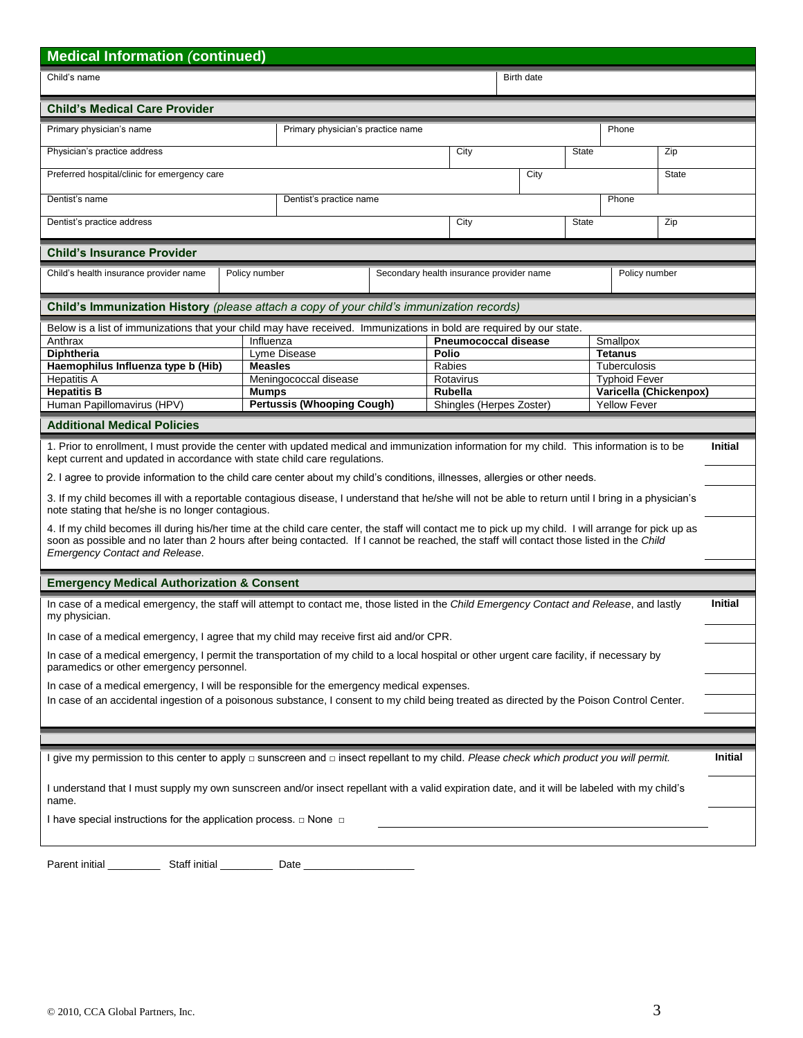## Medical Information *(continued)*

| Child's name | Birth date |
|---|---|
| | |

### Child's Medical Care Provider

| Primary physician's name | Primary physician's practice name | Phone |
|---|---|---|
| | | |

| Physician's practice address | City | State | Zip |
|---|---|---|---|
| | | | |

| Preferred hospital/clinic for emergency care | City | State |
|---|---|---|
| | | |

| Dentist's name | Dentist's practice name | Phone |
|---|---|---|
| | | |

| Dentist's practice address | City | State | Zip |
|---|---|---|---|
| | | | |

### Child's Insurance Provider

| Child's health insurance provider name | Policy number | Secondary health insurance provider name | Policy number |
|---|---|---|---|
| | | | |

### Child's Immunization History *(please attach a copy of your child's immunization records)*

Below is a list of immunizations that your child may have received. Immunizations in bold are required by our state.

| | | | |
|---|---|---|---|
| Anthrax | Influenza | **Pneumococcal disease** | Smallpox |
| **Diphtheria** | Lyme Disease | **Polio** | **Tetanus** |
| **Haemophilus Influenza type b (Hib)** | **Measles** | Rabies | Tuberculosis |
| Hepatitis A | Meningococcal disease | Rotavirus | Typhoid Fever |
| **Hepatitis B** | **Mumps** | **Rubella** | **Varicella (Chickenpox)** |
| Human Papillomavirus (HPV) | **Pertussis (Whooping Cough)** | Shingles (Herpes Zoster) | Yellow Fever |

### Additional Medical Policies

| | Initial |
|---|---|
| 1. Prior to enrollment, I must provide the center with updated medical and immunization information for my child. This information is to be kept current and updated in accordance with state child care regulations. | |
| 2. I agree to provide information to the child care center about my child's conditions, illnesses, allergies or other needs. | |
| 3. If my child becomes ill with a reportable contagious disease, I understand that he/she will not be able to return until I bring in a physician's note stating that he/she is no longer contagious. | |
| 4. If my child becomes ill during his/her time at the child care center, the staff will contact me to pick up my child. I will arrange for pick up as soon as possible and no later than 2 hours after being contacted. If I cannot be reached, the staff will contact those listed in the *Child Emergency Contact and Release*. | |

### Emergency Medical Authorization & Consent

| | Initial |
|---|---|
| In case of a medical emergency, the staff will attempt to contact me, those listed in the *Child Emergency Contact and Release*, and lastly my physician. | |
| In case of a medical emergency, I agree that my child may receive first aid and/or CPR. | |
| In case of a medical emergency, I permit the transportation of my child to a local hospital or other urgent care facility, if necessary by paramedics or other emergency personnel. | |
| In case of a medical emergency, I will be responsible for the emergency medical expenses. | |
| In case of an accidental ingestion of a poisonous substance, I consent to my child being treated as directed by the Poison Control Center. | |

| | Initial |
|---|---|
| I give my permission to this center to apply □ sunscreen and □ insect repellant to my child. *Please check which product you will permit.* | |
| I understand that I must supply my own sunscreen and/or insect repellant with a valid expiration date, and it will be labeled with my child's name. | |
| I have special instructions for the application process. □ None □ ______________________________ | |

Parent initial _________ Staff initial _________ Date ___________________

© 2010, CCA Global Partners, Inc.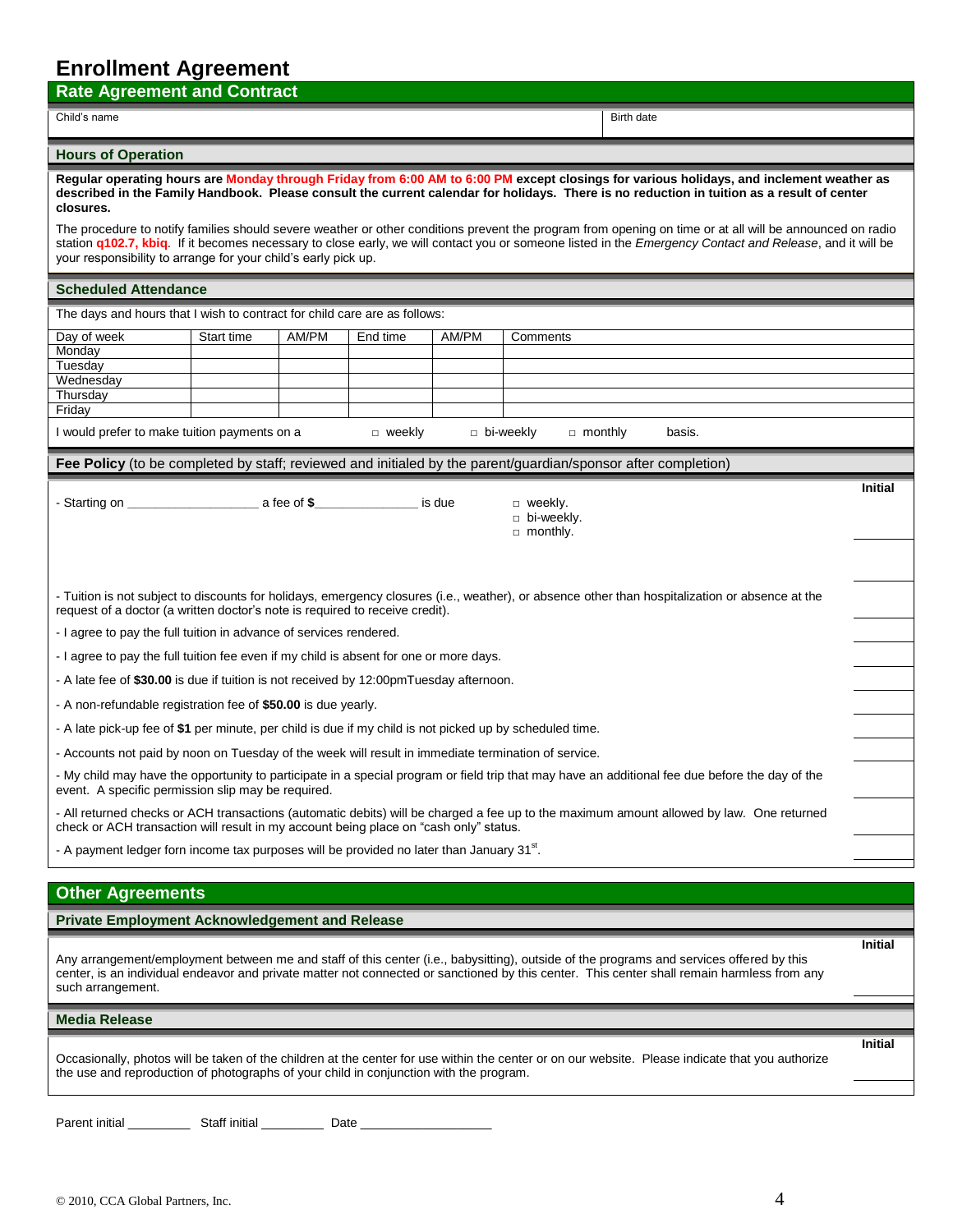# Enrollment Agreement

## Rate Agreement and Contract

| Child's name | Birth date |
|---|---|
| | |

### Hours of Operation

**Regular operating hours are Monday through Friday from 6:00 AM to 6:00 PM except closings for various holidays, and inclement weather as described in the Family Handbook. Please consult the current calendar for holidays. There is no reduction in tuition as a result of center closures.**

The procedure to notify families should severe weather or other conditions prevent the program from opening on time or at all will be announced on radio station **q102.7, kbiq**. If it becomes necessary to close early, we will contact you or someone listed in the *Emergency Contact and Release*, and it will be your responsibility to arrange for your child's early pick up.

### Scheduled Attendance

The days and hours that I wish to contract for child care are as follows:

| Day of week | Start time | AM/PM | End time | AM/PM | Comments |
|---|---|---|---|---|---|
| Monday | | | | | |
| Tuesday | | | | | |
| Wednesday | | | | | |
| Thursday | | | | | |
| Friday | | | | | |

I would prefer to make tuition payments on a ☐ weekly ☐ bi-weekly ☐ monthly basis.

### Fee Policy (to be completed by staff; reviewed and initialed by the parent/guardian/sponsor after completion)

| | Initial |
|---|---|
| - Starting on __________________ a fee of $______________ is due ☐ weekly. ☐ bi-weekly. ☐ monthly. | ______ |
| | ______ |
| - Tuition is not subject to discounts for holidays, emergency closures (i.e., weather), or absence other than hospitalization or absence at the request of a doctor (a written doctor's note is required to receive credit). | ______ |
| - I agree to pay the full tuition in advance of services rendered. | ______ |
| - I agree to pay the full tuition fee even if my child is absent for one or more days. | ______ |
| - A late fee of **$30.00** is due if tuition is not received by 12:00pmTuesday afternoon. | ______ |
| - A non-refundable registration fee of **$50.00** is due yearly. | ______ |
| - A late pick-up fee of **$1** per minute, per child is due if my child is not picked up by scheduled time. | ______ |
| - Accounts not paid by noon on Tuesday of the week will result in immediate termination of service. | ______ |
| - My child may have the opportunity to participate in a special program or field trip that may have an additional fee due before the day of the event. A specific permission slip may be required. | ______ |
| - All returned checks or ACH transactions (automatic debits) will be charged a fee up to the maximum amount allowed by law. One returned check or ACH transaction will result in my account being place on "cash only" status. | ______ |
| - A payment ledger forn income tax purposes will be provided no later than January 31st. | ______ |

## Other Agreements

### Private Employment Acknowledgement and Release

| | Initial |
|---|---|
| Any arrangement/employment between me and staff of this center (i.e., babysitting), outside of the programs and services offered by this center, is an individual endeavor and private matter not connected or sanctioned by this center. This center shall remain harmless from any such arrangement. | ______ |

### Media Release

| | Initial |
|---|---|
| Occasionally, photos will be taken of the children at the center for use within the center or on our website. Please indicate that you authorize the use and reproduction of photographs of your child in conjunction with the program. | ______ |

Parent initial _________ Staff initial _________ Date __________________

© 2010, CCA Global Partners, Inc.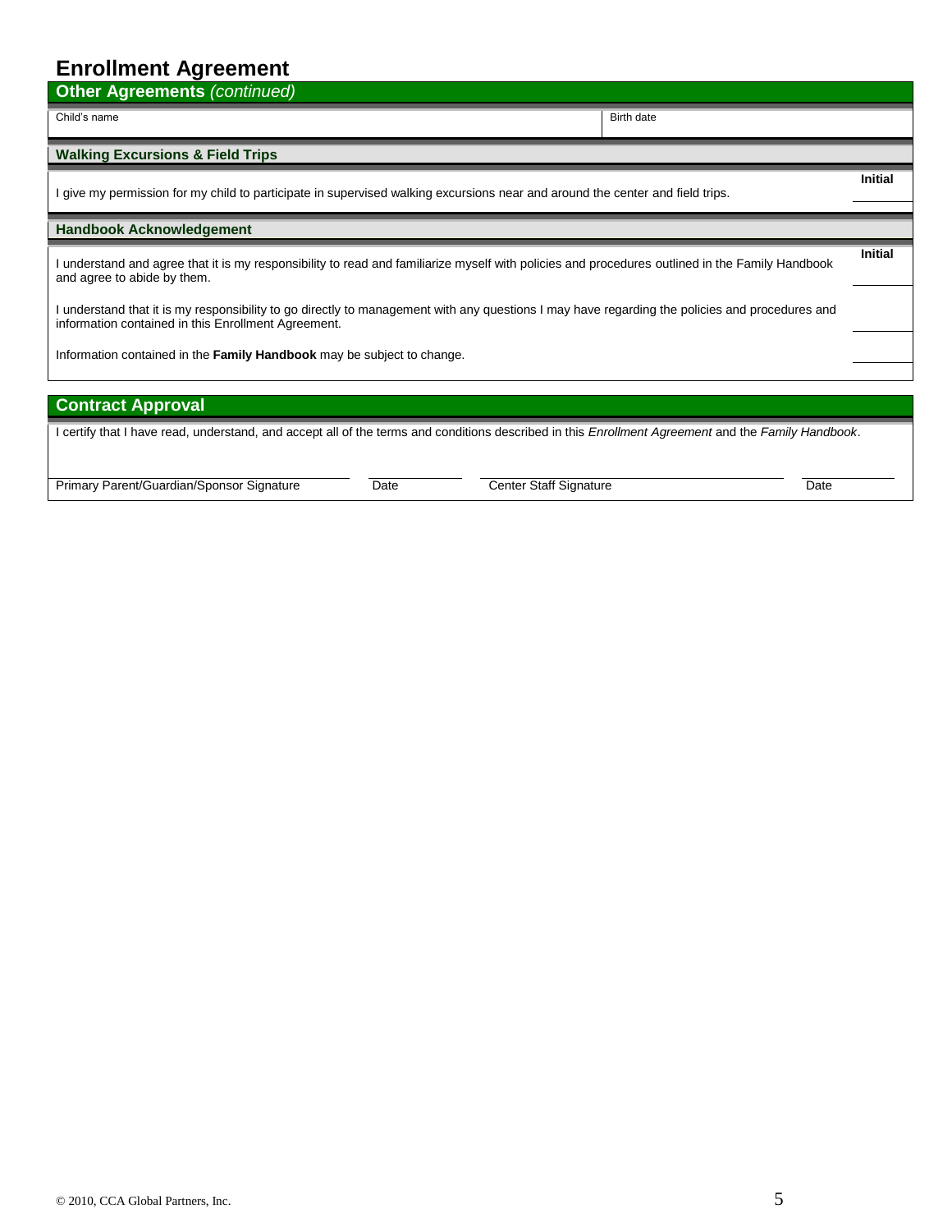# Enrollment Agreement

## Other Agreements *(continued)*

| Child's name | Birth date |
| --- | --- |
| | |

### Walking Excursions & Field Trips

| | Initial |
| --- | --- |
| I give my permission for my child to participate in supervised walking excursions near and around the center and field trips. | |

### Handbook Acknowledgement

| | Initial |
| --- | --- |
| I understand and agree that it is my responsibility to read and familiarize myself with policies and procedures outlined in the Family Handbook and agree to abide by them. | |
| I understand that it is my responsibility to go directly to management with any questions I may have regarding the policies and procedures and information contained in this Enrollment Agreement. | |
| Information contained in the **Family Handbook** may be subject to change. | |

## Contract Approval

I certify that I have read, understand, and accept all of the terms and conditions described in this *Enrollment Agreement* and the *Family Handbook*.

| Primary Parent/Guardian/Sponsor Signature | Date | Center Staff Signature | Date |
| --- | --- | --- | --- |
| | | | |

© 2010, CCA Global Partners, Inc.